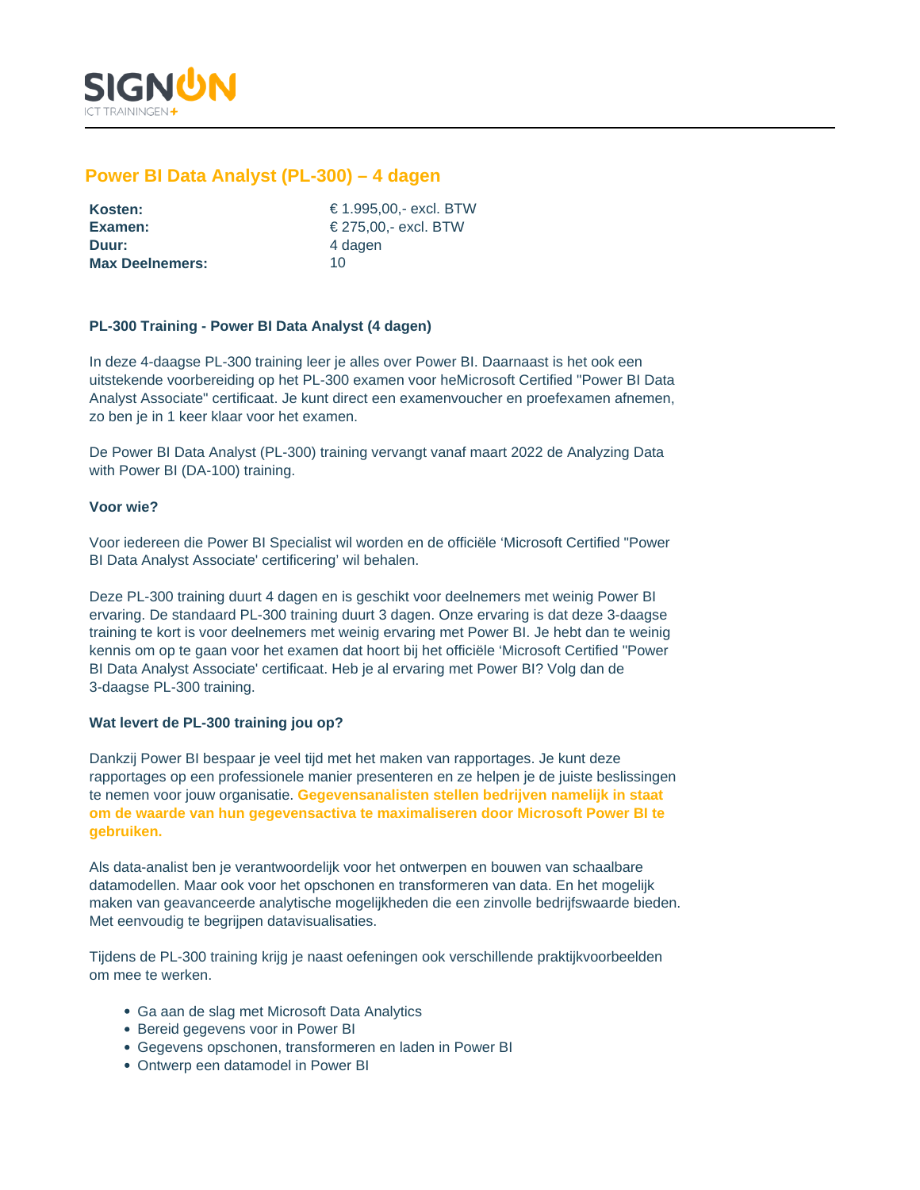SIGNON
ICT TRAININGEN+

## Power BI Data Analyst (PL-300) – 4 dagen

| | |
|---|---|
| **Kosten:** | € 1.995,00,- excl. BTW |
| **Examen:** | € 275,00,- excl. BTW |
| **Duur:** | 4 dagen |
| **Max Deelnemers:** | 10 |

**PL-300 Training - Power BI Data Analyst (4 dagen)**

In deze 4-daagse PL-300 training leer je alles over Power BI. Daarnaast is het ook een uitstekende voorbereiding op het PL-300 examen voor heMicrosoft Certified "Power BI Data Analyst Associate" certificaat. Je kunt direct een examenvoucher en proefexamen afnemen, zo ben je in 1 keer klaar voor het examen.

De Power BI Data Analyst (PL-300) training vervangt vanaf maart 2022 de Analyzing Data with Power BI (DA-100) training.

**Voor wie?**

Voor iedereen die Power BI Specialist wil worden en de officiële 'Microsoft Certified "Power BI Data Analyst Associate' certificering' wil behalen.

Deze PL-300 training duurt 4 dagen en is geschikt voor deelnemers met weinig Power BI ervaring. De standaard PL-300 training duurt 3 dagen. Onze ervaring is dat deze 3-daagse training te kort is voor deelnemers met weinig ervaring met Power BI. Je hebt dan te weinig kennis om op te gaan voor het examen dat hoort bij het officiële 'Microsoft Certified "Power BI Data Analyst Associate' certificaat. Heb je al ervaring met Power BI? Volg dan de 3-daagse PL-300 training.

**Wat levert de PL-300 training jou op?**

Dankzij Power BI bespaar je veel tijd met het maken van rapportages. Je kunt deze rapportages op een professionele manier presenteren en ze helpen je de juiste beslissingen te nemen voor jouw organisatie. **Gegevensanalisten stellen bedrijven namelijk in staat om de waarde van hun gegevensactiva te maximaliseren door Microsoft Power BI te gebruiken.**

Als data-analist ben je verantwoordelijk voor het ontwerpen en bouwen van schaalbare datamodellen. Maar ook voor het opschonen en transformeren van data. En het mogelijk maken van geavanceerde analytische mogelijkheden die een zinvolle bedrijfswaarde bieden. Met eenvoudig te begrijpen datavisualisaties.

Tijdens de PL-300 training krijg je naast oefeningen ook verschillende praktijkvoorbeelden om mee te werken.

- Ga aan de slag met Microsoft Data Analytics
- Bereid gegevens voor in Power BI
- Gegevens opschonen, transformeren en laden in Power BI
- Ontwerp een datamodel in Power BI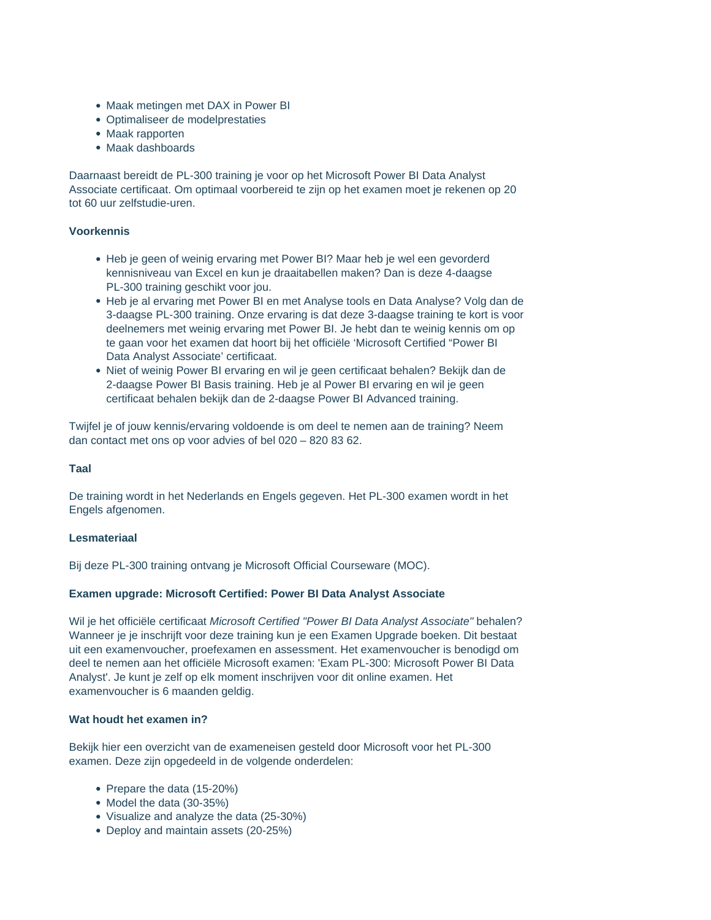- Maak metingen met DAX in Power BI
- Optimaliseer de modelprestaties
- Maak rapporten
- Maak dashboards

Daarnaast bereidt de PL-300 training je voor op het Microsoft Power BI Data Analyst Associate certificaat. Om optimaal voorbereid te zijn op het examen moet je rekenen op 20 tot 60 uur zelfstudie-uren.

**Voorkennis**

- Heb je geen of weinig ervaring met Power BI? Maar heb je wel een gevorderd kennisniveau van Excel en kun je draaitabellen maken? Dan is deze 4-daagse PL-300 training geschikt voor jou.
- Heb je al ervaring met Power BI en met Analyse tools en Data Analyse? Volg dan de 3-daagse PL-300 training. Onze ervaring is dat deze 3-daagse training te kort is voor deelnemers met weinig ervaring met Power BI. Je hebt dan te weinig kennis om op te gaan voor het examen dat hoort bij het officiële 'Microsoft Certified "Power BI Data Analyst Associate' certificaat.
- Niet of weinig Power BI ervaring en wil je geen certificaat behalen? Bekijk dan de 2-daagse Power BI Basis training. Heb je al Power BI ervaring en wil je geen certificaat behalen bekijk dan de 2-daagse Power BI Advanced training.

Twijfel je of jouw kennis/ervaring voldoende is om deel te nemen aan de training? Neem dan contact met ons op voor advies of bel 020 – 820 83 62.

**Taal**

De training wordt in het Nederlands en Engels gegeven. Het PL-300 examen wordt in het Engels afgenomen.

**Lesmateriaal**

Bij deze PL-300 training ontvang je Microsoft Official Courseware (MOC).

**Examen upgrade: Microsoft Certified: Power BI Data Analyst Associate**

Wil je het officiële certificaat *Microsoft Certified "Power BI Data Analyst Associate"* behalen? Wanneer je je inschrijft voor deze training kun je een Examen Upgrade boeken. Dit bestaat uit een examenvoucher, proefexamen en assessment. Het examenvoucher is benodigd om deel te nemen aan het officiële Microsoft examen: 'Exam PL-300: Microsoft Power BI Data Analyst'. Je kunt je zelf op elk moment inschrijven voor dit online examen. Het examenvoucher is 6 maanden geldig.

**Wat houdt het examen in?**

Bekijk hier een overzicht van de exameneisen gesteld door Microsoft voor het PL-300 examen. Deze zijn opgedeeld in de volgende onderdelen:

- Prepare the data (15-20%)
- Model the data (30-35%)
- Visualize and analyze the data (25-30%)
- Deploy and maintain assets (20-25%)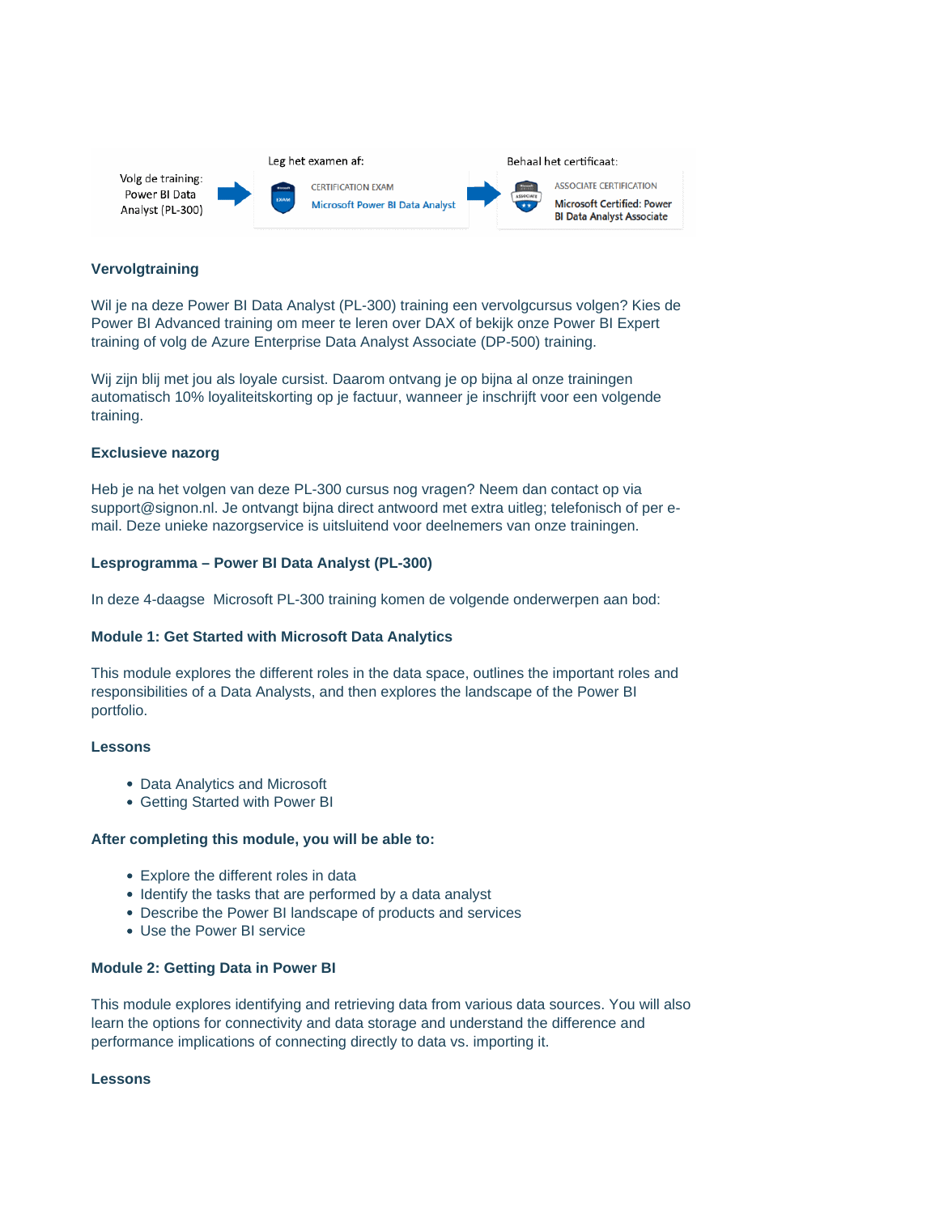Volg de training: Power BI Data Analyst (PL-300) → Leg het examen af: CERTIFICATION EXAM Microsoft Power BI Data Analyst → Behaal het certificaat: ASSOCIATE CERTIFICATION Microsoft Certified: Power BI Data Analyst Associate

**Vervolgtraining**

Wil je na deze Power BI Data Analyst (PL-300) training een vervolgcursus volgen? Kies de Power BI Advanced training om meer te leren over DAX of bekijk onze Power BI Expert training of volg de Azure Enterprise Data Analyst Associate (DP-500) training.

Wij zijn blij met jou als loyale cursist. Daarom ontvang je op bijna al onze trainingen automatisch 10% loyaliteitskorting op je factuur, wanneer je inschrijft voor een volgende training.

**Exclusieve nazorg**

Heb je na het volgen van deze PL-300 cursus nog vragen? Neem dan contact op via support@signon.nl. Je ontvangt bijna direct antwoord met extra uitleg; telefonisch of per e-mail. Deze unieke nazorgservice is uitsluitend voor deelnemers van onze trainingen.

**Lesprogramma – Power BI Data Analyst (PL-300)**

In deze 4-daagse Microsoft PL-300 training komen de volgende onderwerpen aan bod:

**Module 1: Get Started with Microsoft Data Analytics**

This module explores the different roles in the data space, outlines the important roles and responsibilities of a Data Analysts, and then explores the landscape of the Power BI portfolio.

**Lessons**

- Data Analytics and Microsoft
- Getting Started with Power BI

**After completing this module, you will be able to:**

- Explore the different roles in data
- Identify the tasks that are performed by a data analyst
- Describe the Power BI landscape of products and services
- Use the Power BI service

**Module 2: Getting Data in Power BI**

This module explores identifying and retrieving data from various data sources. You will also learn the options for connectivity and data storage and understand the difference and performance implications of connecting directly to data vs. importing it.

**Lessons**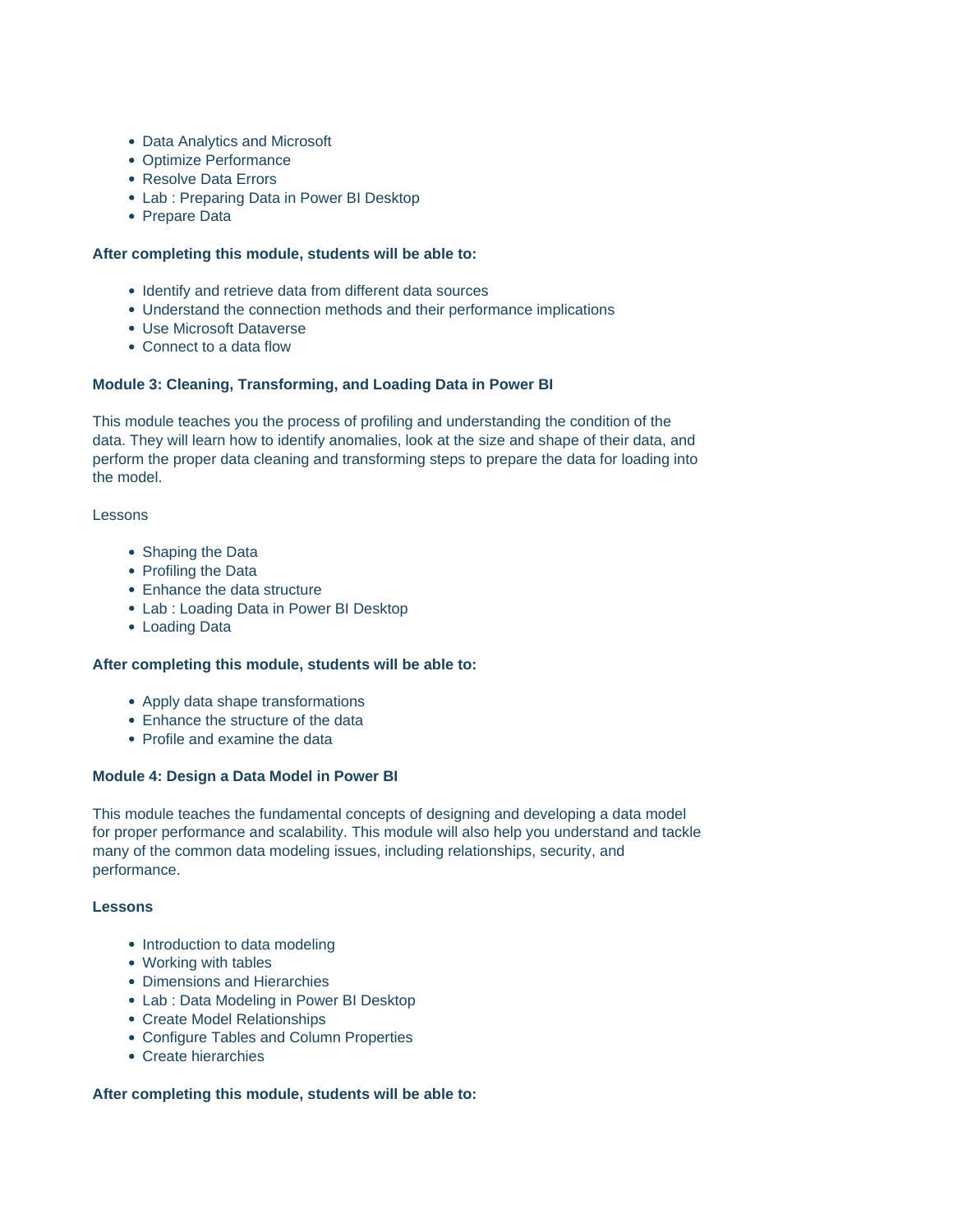- Data Analytics and Microsoft
- Optimize Performance
- Resolve Data Errors
- Lab : Preparing Data in Power BI Desktop
- Prepare Data

**After completing this module, students will be able to:**

- Identify and retrieve data from different data sources
- Understand the connection methods and their performance implications
- Use Microsoft Dataverse
- Connect to a data flow

**Module 3: Cleaning, Transforming, and Loading Data in Power BI**

This module teaches you the process of profiling and understanding the condition of the data. They will learn how to identify anomalies, look at the size and shape of their data, and perform the proper data cleaning and transforming steps to prepare the data for loading into the model.

Lessons

- Shaping the Data
- Profiling the Data
- Enhance the data structure
- Lab : Loading Data in Power BI Desktop
- Loading Data

**After completing this module, students will be able to:**

- Apply data shape transformations
- Enhance the structure of the data
- Profile and examine the data

**Module 4: Design a Data Model in Power BI**

This module teaches the fundamental concepts of designing and developing a data model for proper performance and scalability. This module will also help you understand and tackle many of the common data modeling issues, including relationships, security, and performance.

**Lessons**

- Introduction to data modeling
- Working with tables
- Dimensions and Hierarchies
- Lab : Data Modeling in Power BI Desktop
- Create Model Relationships
- Configure Tables and Column Properties
- Create hierarchies

**After completing this module, students will be able to:**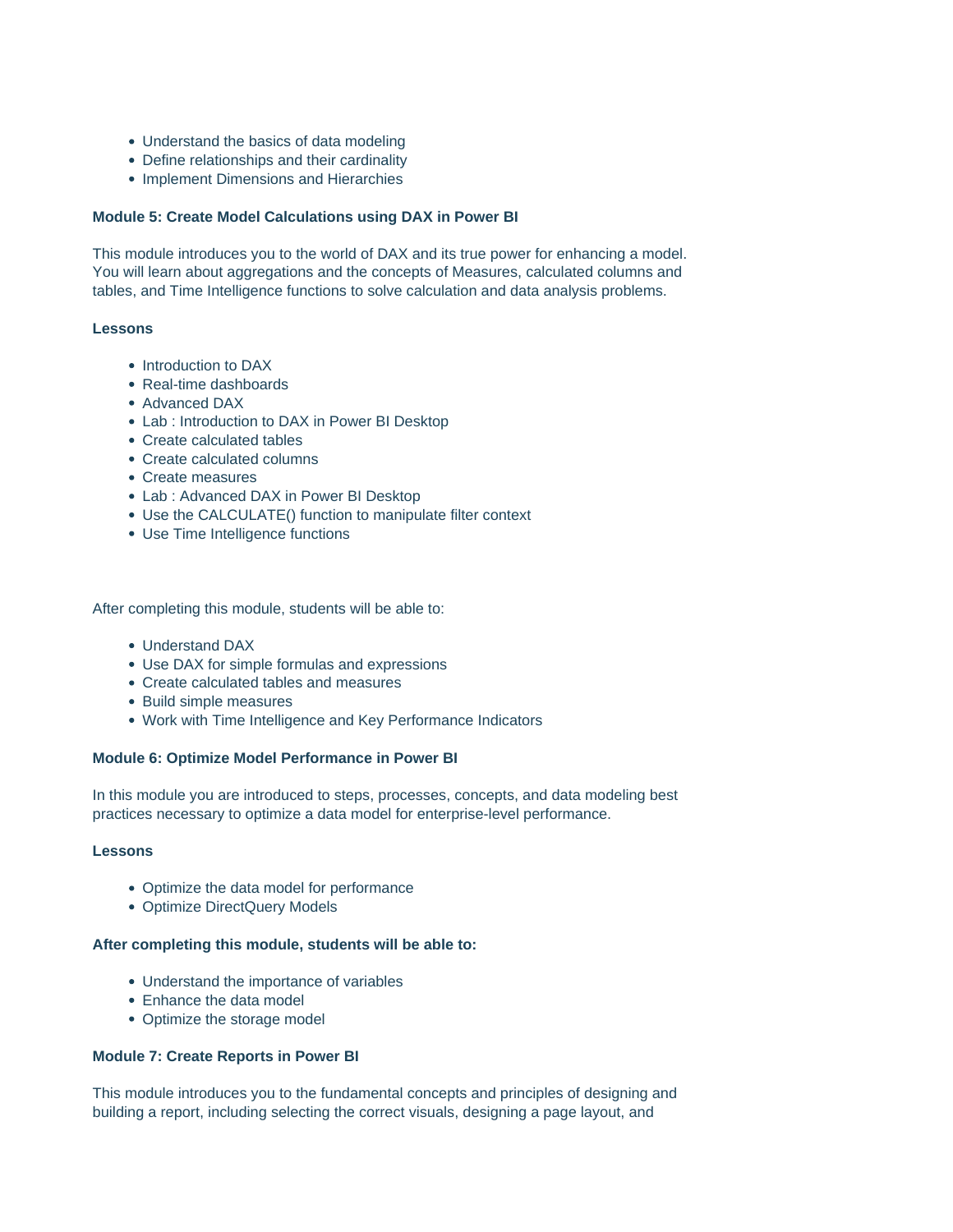- Understand the basics of data modeling
- Define relationships and their cardinality
- Implement Dimensions and Hierarchies

**Module 5: Create Model Calculations using DAX in Power BI**

This module introduces you to the world of DAX and its true power for enhancing a model. You will learn about aggregations and the concepts of Measures, calculated columns and tables, and Time Intelligence functions to solve calculation and data analysis problems.

**Lessons**

- Introduction to DAX
- Real-time dashboards
- Advanced DAX
- Lab : Introduction to DAX in Power BI Desktop
- Create calculated tables
- Create calculated columns
- Create measures
- Lab : Advanced DAX in Power BI Desktop
- Use the CALCULATE() function to manipulate filter context
- Use Time Intelligence functions

After completing this module, students will be able to:

- Understand DAX
- Use DAX for simple formulas and expressions
- Create calculated tables and measures
- Build simple measures
- Work with Time Intelligence and Key Performance Indicators

**Module 6: Optimize Model Performance in Power BI**

In this module you are introduced to steps, processes, concepts, and data modeling best practices necessary to optimize a data model for enterprise-level performance.

**Lessons**

- Optimize the data model for performance
- Optimize DirectQuery Models

**After completing this module, students will be able to:**

- Understand the importance of variables
- Enhance the data model
- Optimize the storage model

**Module 7: Create Reports in Power BI**

This module introduces you to the fundamental concepts and principles of designing and building a report, including selecting the correct visuals, designing a page layout, and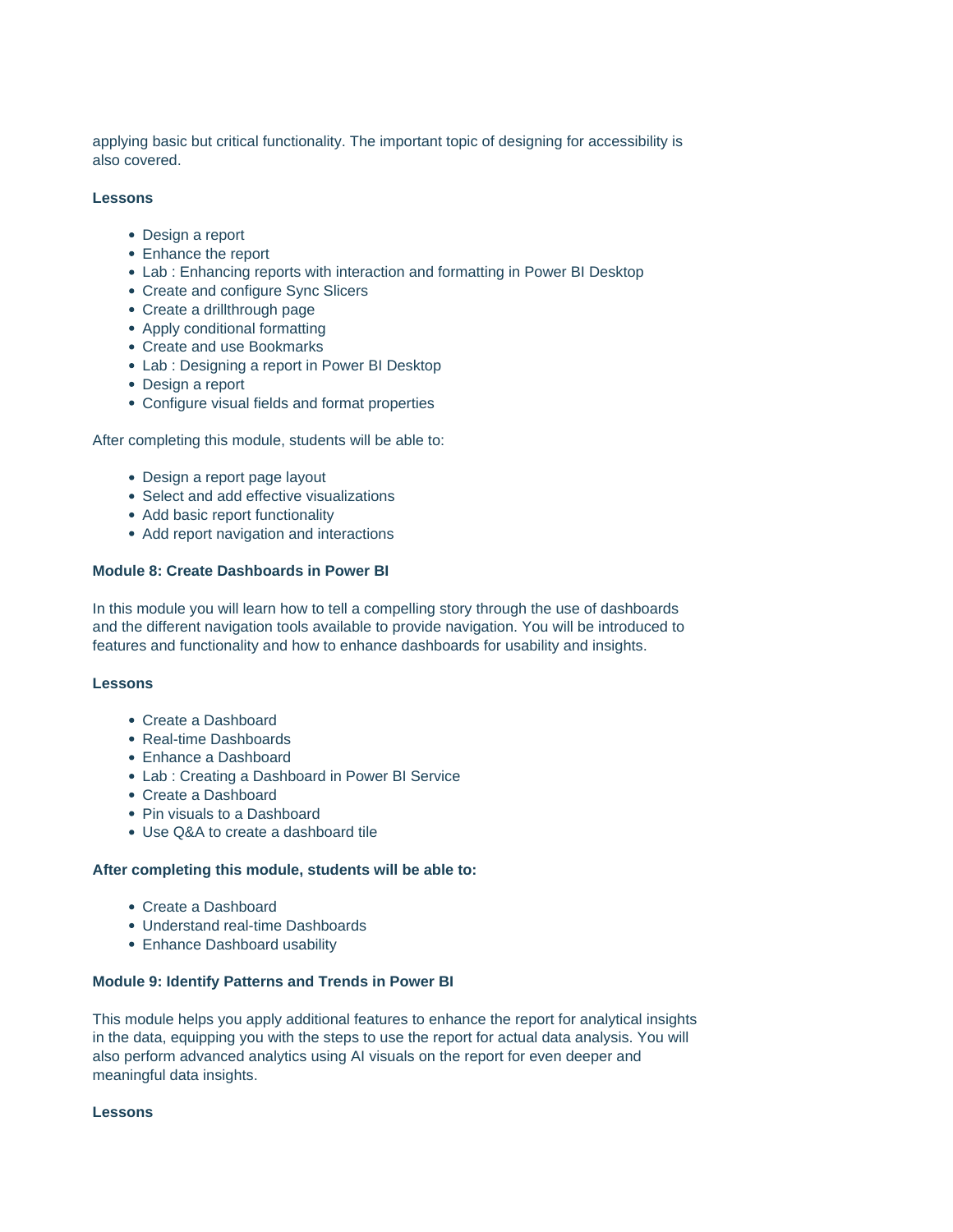applying basic but critical functionality. The important topic of designing for accessibility is also covered.

**Lessons**

- Design a report
- Enhance the report
- Lab : Enhancing reports with interaction and formatting in Power BI Desktop
- Create and configure Sync Slicers
- Create a drillthrough page
- Apply conditional formatting
- Create and use Bookmarks
- Lab : Designing a report in Power BI Desktop
- Design a report
- Configure visual fields and format properties

After completing this module, students will be able to:

- Design a report page layout
- Select and add effective visualizations
- Add basic report functionality
- Add report navigation and interactions

**Module 8: Create Dashboards in Power BI**

In this module you will learn how to tell a compelling story through the use of dashboards and the different navigation tools available to provide navigation. You will be introduced to features and functionality and how to enhance dashboards for usability and insights.

**Lessons**

- Create a Dashboard
- Real-time Dashboards
- Enhance a Dashboard
- Lab : Creating a Dashboard in Power BI Service
- Create a Dashboard
- Pin visuals to a Dashboard
- Use Q&A to create a dashboard tile

**After completing this module, students will be able to:**

- Create a Dashboard
- Understand real-time Dashboards
- Enhance Dashboard usability

**Module 9: Identify Patterns and Trends in Power BI**

This module helps you apply additional features to enhance the report for analytical insights in the data, equipping you with the steps to use the report for actual data analysis. You will also perform advanced analytics using AI visuals on the report for even deeper and meaningful data insights.

**Lessons**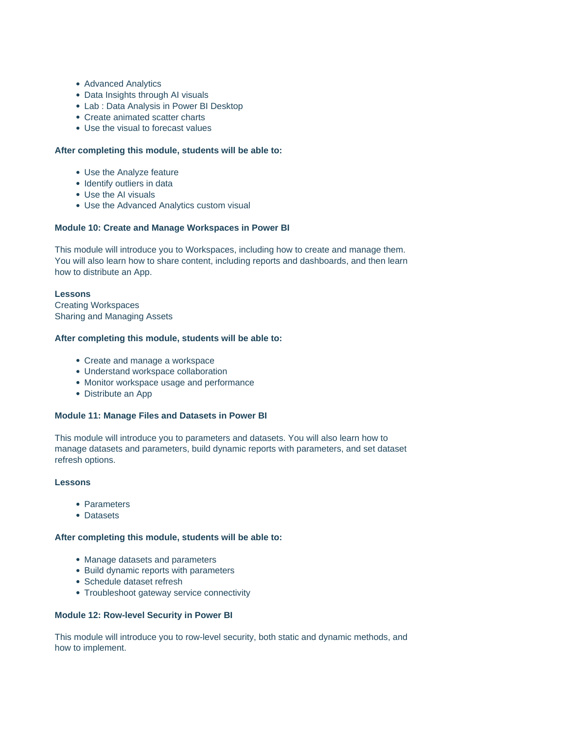- Advanced Analytics
- Data Insights through AI visuals
- Lab : Data Analysis in Power BI Desktop
- Create animated scatter charts
- Use the visual to forecast values

**After completing this module, students will be able to:**

- Use the Analyze feature
- Identify outliers in data
- Use the AI visuals
- Use the Advanced Analytics custom visual

**Module 10: Create and Manage Workspaces in Power BI**

This module will introduce you to Workspaces, including how to create and manage them. You will also learn how to share content, including reports and dashboards, and then learn how to distribute an App.

**Lessons**
Creating Workspaces
Sharing and Managing Assets

**After completing this module, students will be able to:**

- Create and manage a workspace
- Understand workspace collaboration
- Monitor workspace usage and performance
- Distribute an App

**Module 11: Manage Files and Datasets in Power BI**

This module will introduce you to parameters and datasets. You will also learn how to manage datasets and parameters, build dynamic reports with parameters, and set dataset refresh options.

**Lessons**

- Parameters
- Datasets

**After completing this module, students will be able to:**

- Manage datasets and parameters
- Build dynamic reports with parameters
- Schedule dataset refresh
- Troubleshoot gateway service connectivity

**Module 12: Row-level Security in Power BI**

This module will introduce you to row-level security, both static and dynamic methods, and how to implement.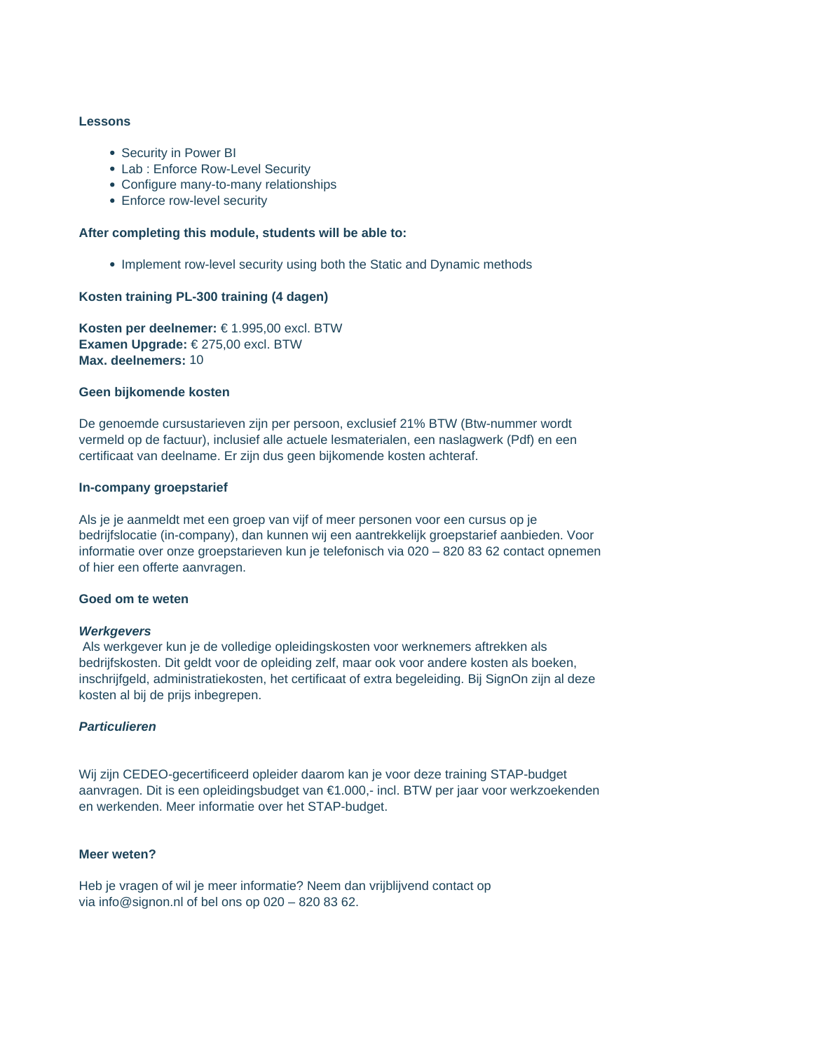**Lessons**

- Security in Power BI
- Lab : Enforce Row-Level Security
- Configure many-to-many relationships
- Enforce row-level security

**After completing this module, students will be able to:**

- Implement row-level security using both the Static and Dynamic methods

**Kosten training PL-300 training (4 dagen)**

**Kosten per deelnemer:** € 1.995,00 excl. BTW
**Examen Upgrade:** € 275,00 excl. BTW
**Max. deelnemers:** 10

**Geen bijkomende kosten**

De genoemde cursustarieven zijn per persoon, exclusief 21% BTW (Btw-nummer wordt vermeld op de factuur), inclusief alle actuele lesmaterialen, een naslagwerk (Pdf) en een certificaat van deelname. Er zijn dus geen bijkomende kosten achteraf.

**In-company groepstarief**

Als je je aanmeldt met een groep van vijf of meer personen voor een cursus op je bedrijfslocatie (in-company), dan kunnen wij een aantrekkelijk groepstarief aanbieden. Voor informatie over onze groepstarieven kun je telefonisch via 020 – 820 83 62 contact opnemen of hier een offerte aanvragen.

**Goed om te weten**

***Werkgevers***
Als werkgever kun je de volledige opleidingskosten voor werknemers aftrekken als bedrijfskosten. Dit geldt voor de opleiding zelf, maar ook voor andere kosten als boeken, inschrijfgeld, administratiekosten, het certificaat of extra begeleiding. Bij SignOn zijn al deze kosten al bij de prijs inbegrepen.

***Particulieren***

Wij zijn CEDEO-gecertificeerd opleider daarom kan je voor deze training STAP-budget aanvragen. Dit is een opleidingsbudget van €1.000,- incl. BTW per jaar voor werkzoekenden en werkenden. Meer informatie over het STAP-budget.

**Meer weten?**

Heb je vragen of wil je meer informatie? Neem dan vrijblijvend contact op via info@signon.nl of bel ons op 020 – 820 83 62.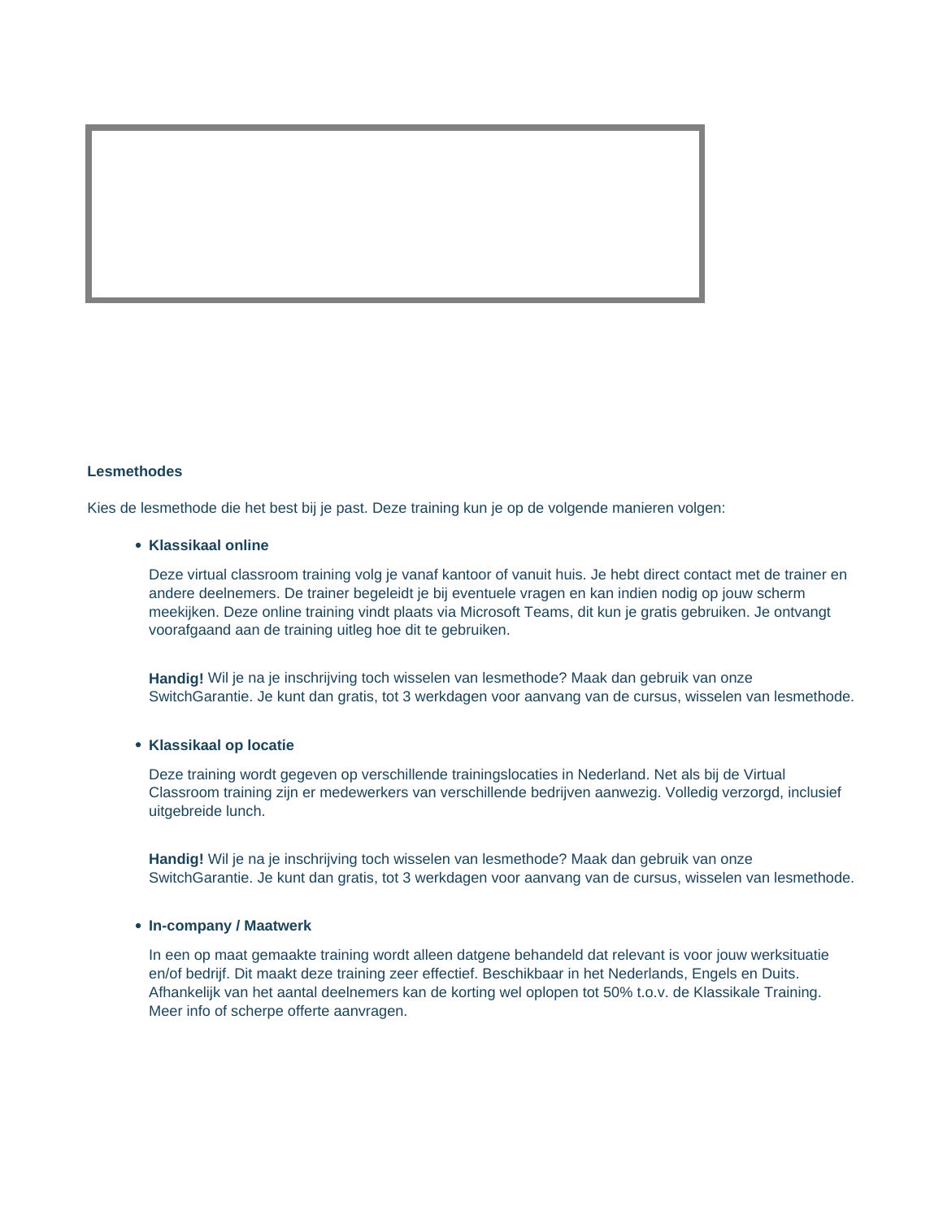**Lesmethodes**

Kies de lesmethode die het best bij je past. Deze training kun je op de volgende manieren volgen:

- **Klassikaal online**

  Deze virtual classroom training volg je vanaf kantoor of vanuit huis. Je hebt direct contact met de trainer en andere deelnemers. De trainer begeleidt je bij eventuele vragen en kan indien nodig op jouw scherm meekijken. Deze online training vindt plaats via Microsoft Teams, dit kun je gratis gebruiken. Je ontvangt voorafgaand aan de training uitleg hoe dit te gebruiken.

  **Handig!** Wil je na je inschrijving toch wisselen van lesmethode? Maak dan gebruik van onze SwitchGarantie. Je kunt dan gratis, tot 3 werkdagen voor aanvang van de cursus, wisselen van lesmethode.

- **Klassikaal op locatie**

  Deze training wordt gegeven op verschillende trainingslocaties in Nederland. Net als bij de Virtual Classroom training zijn er medewerkers van verschillende bedrijven aanwezig. Volledig verzorgd, inclusief uitgebreide lunch.

  **Handig!** Wil je na je inschrijving toch wisselen van lesmethode? Maak dan gebruik van onze SwitchGarantie. Je kunt dan gratis, tot 3 werkdagen voor aanvang van de cursus, wisselen van lesmethode.

- **In-company / Maatwerk**

  In een op maat gemaakte training wordt alleen datgene behandeld dat relevant is voor jouw werksituatie en/of bedrijf. Dit maakt deze training zeer effectief. Beschikbaar in het Nederlands, Engels en Duits. Afhankelijk van het aantal deelnemers kan de korting wel oplopen tot 50% t.o.v. de Klassikale Training. Meer info of scherpe offerte aanvragen.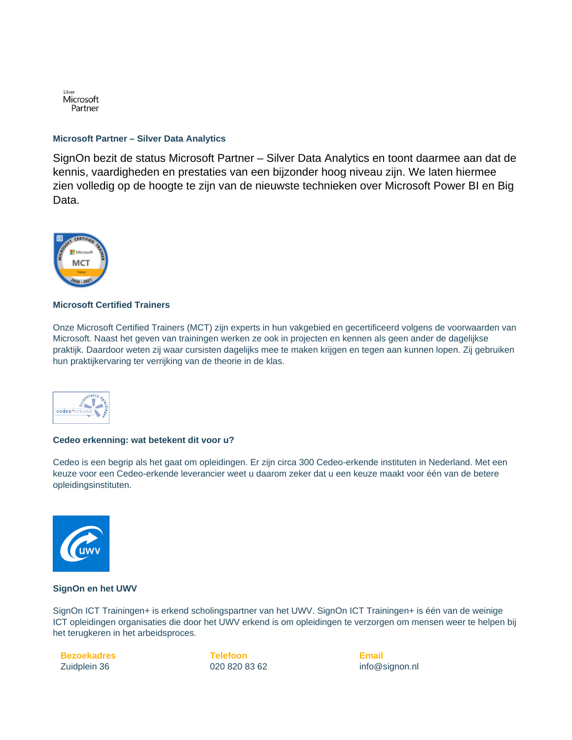Silver
Microsoft
Partner

### Microsoft Partner – Silver Data Analytics

SignOn bezit de status Microsoft Partner – Silver Data Analytics en toont daarmee aan dat de kennis, vaardigheden en prestaties van een bijzonder hoog niveau zijn. We laten hiermee zien volledig op de hoogte te zijn van de nieuwste technieken over Microsoft Power BI en Big Data.

### Microsoft Certified Trainers

Onze Microsoft Certified Trainers (MCT) zijn experts in hun vakgebied en gecertificeerd volgens de voorwaarden van Microsoft. Naast het geven van trainingen werken ze ook in projecten en kennen als geen ander de dagelijkse praktijk. Daardoor weten zij waar cursisten dagelijks mee te maken krijgen en tegen aan kunnen lopen. Zij gebruiken hun praktijkervaring ter verrijking van de theorie in de klas.

### Cedeo erkenning: wat betekent dit voor u?

Cedeo is een begrip als het gaat om opleidingen. Er zijn circa 300 Cedeo-erkende instituten in Nederland. Met een keuze voor een Cedeo-erkende leverancier weet u daarom zeker dat u een keuze maakt voor één van de betere opleidingsinstituten.

### SignOn en het UWV

SignOn ICT Trainingen+ is erkend scholingspartner van het UWV. SignOn ICT Trainingen+ is één van de weinige ICT opleidingen organisaties die door het UWV erkend is om opleidingen te verzorgen om mensen weer te helpen bij het terugkeren in het arbeidsproces.

**Bezoekadres**
Zuidplein 36

**Telefoon**
020 820 83 62

**Email**
info@signon.nl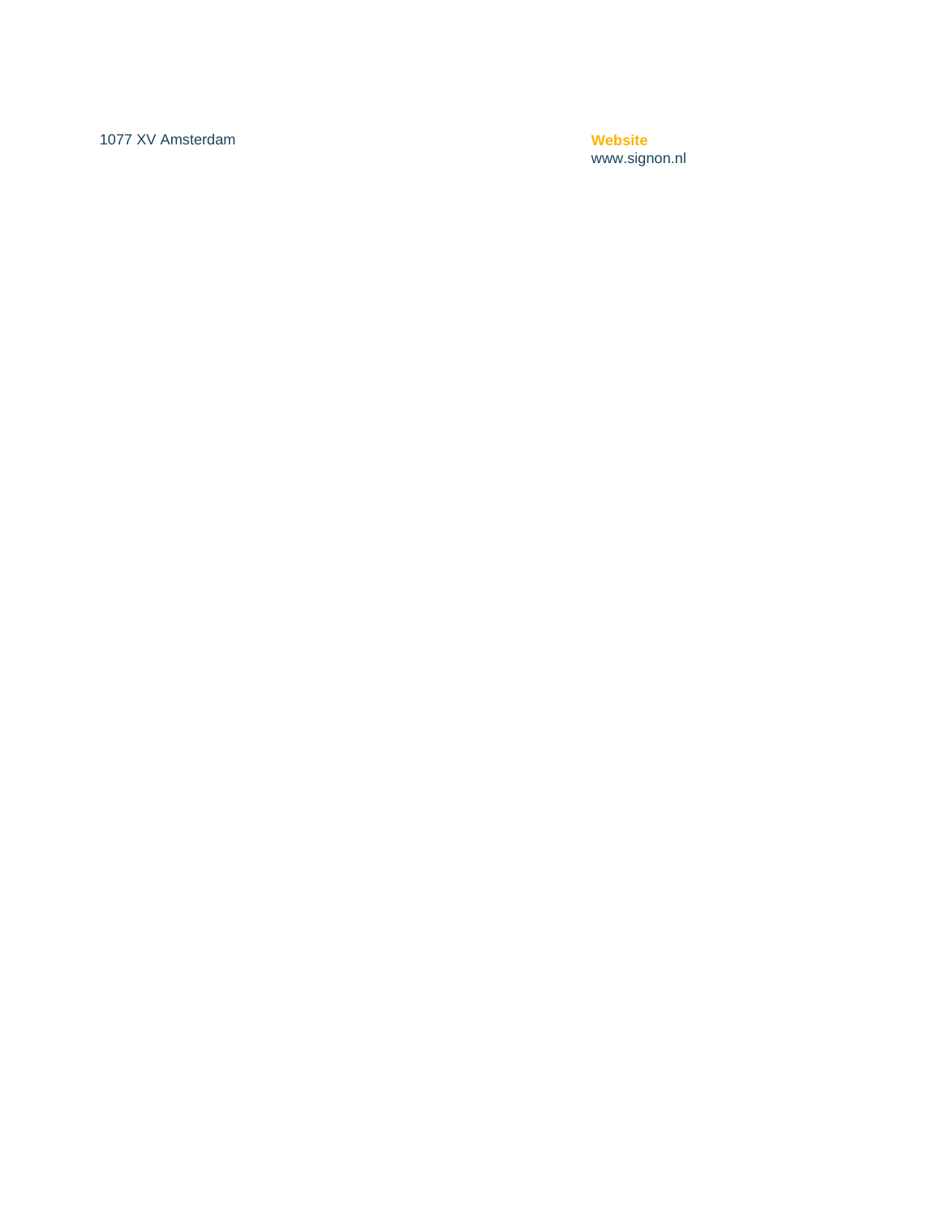1077 XV Amsterdam

**Website**
www.signon.nl